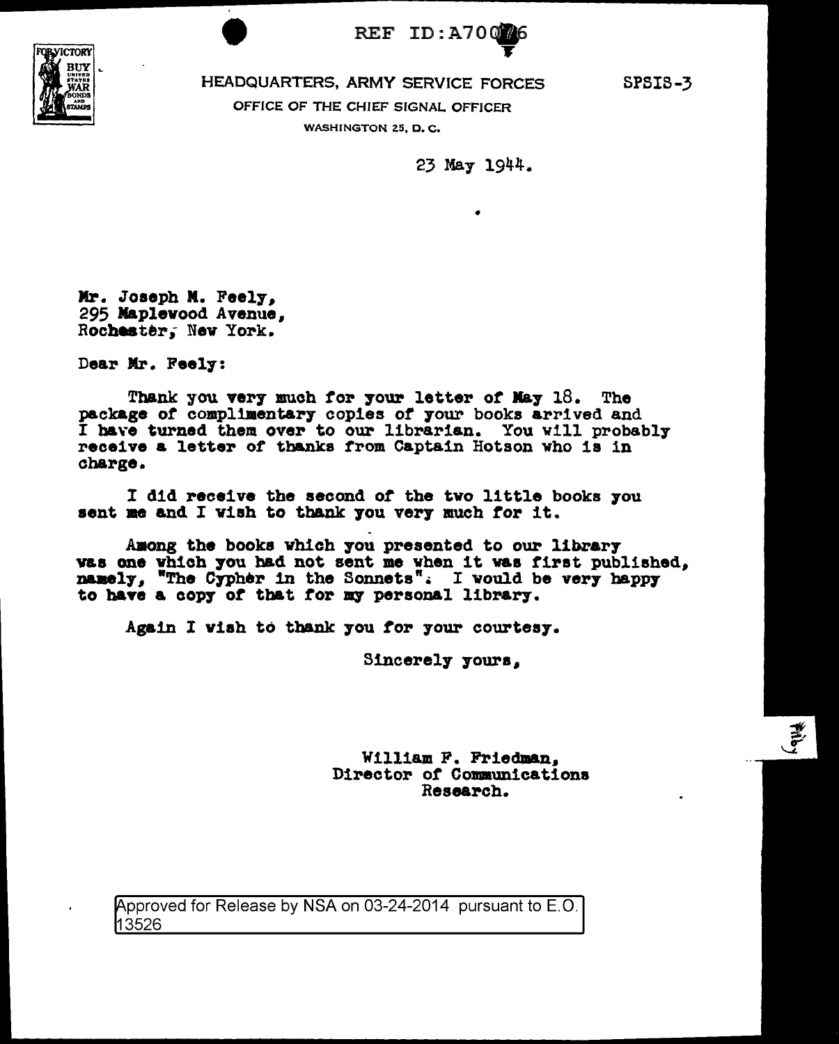REF ID:A70076

HEADQUARTERS, ARMY SERVICE FORCES

OFFICE OF THE CHIEF SIGNAL OFFICER

WASHINGTON 25, D. C.

SPSIS-3

23 May 1944.

Mr. Joseph M. Feely,
295 Maplewood Avenue,
Rochester, New York.

Dear Mr. Feely:

Thank you very much for your letter of May 18. The package of complimentary copies of your books arrived and I have turned them over to our librarian. You will probably receive a letter of thanks from Captain Hotson who is in charge.

I did receive the second of the two little books you sent me and I wish to thank you very much for it.

Among the books which you presented to our library was one which you had not sent me when it was first published, namely, "The Cypher in the Sonnets". I would be very happy to have a copy of that for my personal library.

Again I wish to thank you for your courtesy.

Sincerely yours,

William F. Friedman,
Director of Communications
Research.

Approved for Release by NSA on 03-24-2014 pursuant to E.O. 13526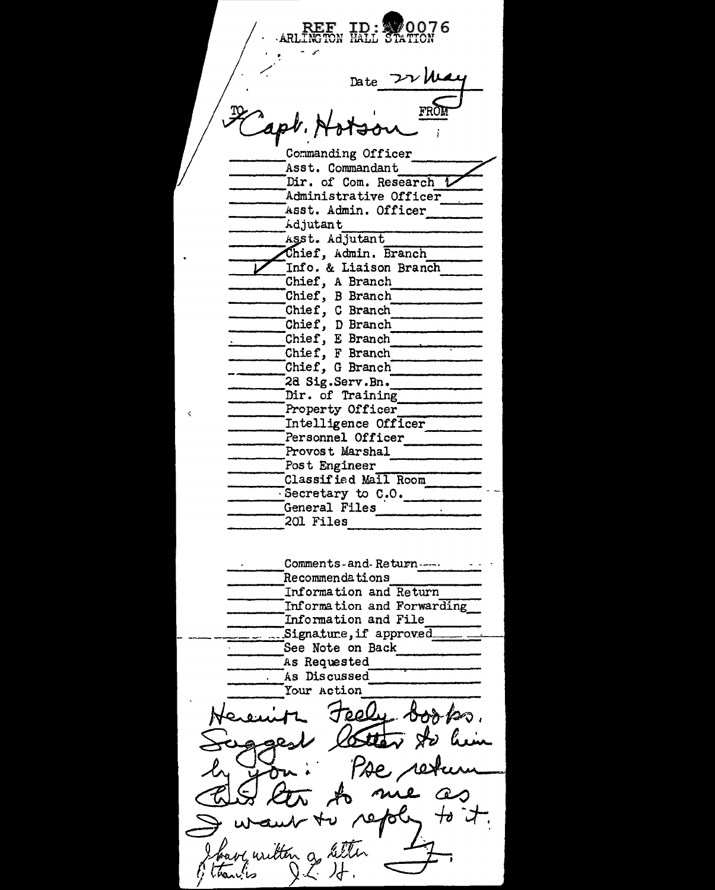REF ID:A70076
ARLINGTON HALL STATION

Date 22 May

TO Capt. Hotson FROM

| | |
|---|---|
| | Commanding Officer |
| | Asst. Commandant ✓ |
| | Dir. of Com. Research ✓ |
| | Administrative Officer |
| | Asst. Admin. Officer |
| | Adjutant |
| | Asst. Adjutant |
| | Chief, Admin. Branch |
| ✓ | Info. & Liaison Branch |
| | Chief, A Branch |
| | Chief, B Branch |
| | Chief, C Branch |
| | Chief, D Branch |
| | Chief, E Branch |
| | Chief, F Branch |
| | Chief, G Branch |
| | 2d Sig.Serv.Bn. |
| | Dir. of Training |
| | Property Officer |
| | Intelligence Officer |
| | Personnel Officer |
| | Provost Marshal |
| | Post Engineer |
| | Classified Mail Room |
| | Secretary to C.O. |
| | General Files |
| | 201 Files |

| | |
|---|---|
| | Comments and Return |
| | Recommendations |
| | Information and Return |
| | Information and Forwarding |
| | Information and File |
| | Signature, if approved |
| | See Note on Back |
| | As Requested |
| | As Discussed |
| | Your Action |

Herewith Feely books. Suggest letter to him by you: Pse return this ltr to me as I want to reply to it.

I have written a letter
Thanks J.L.H.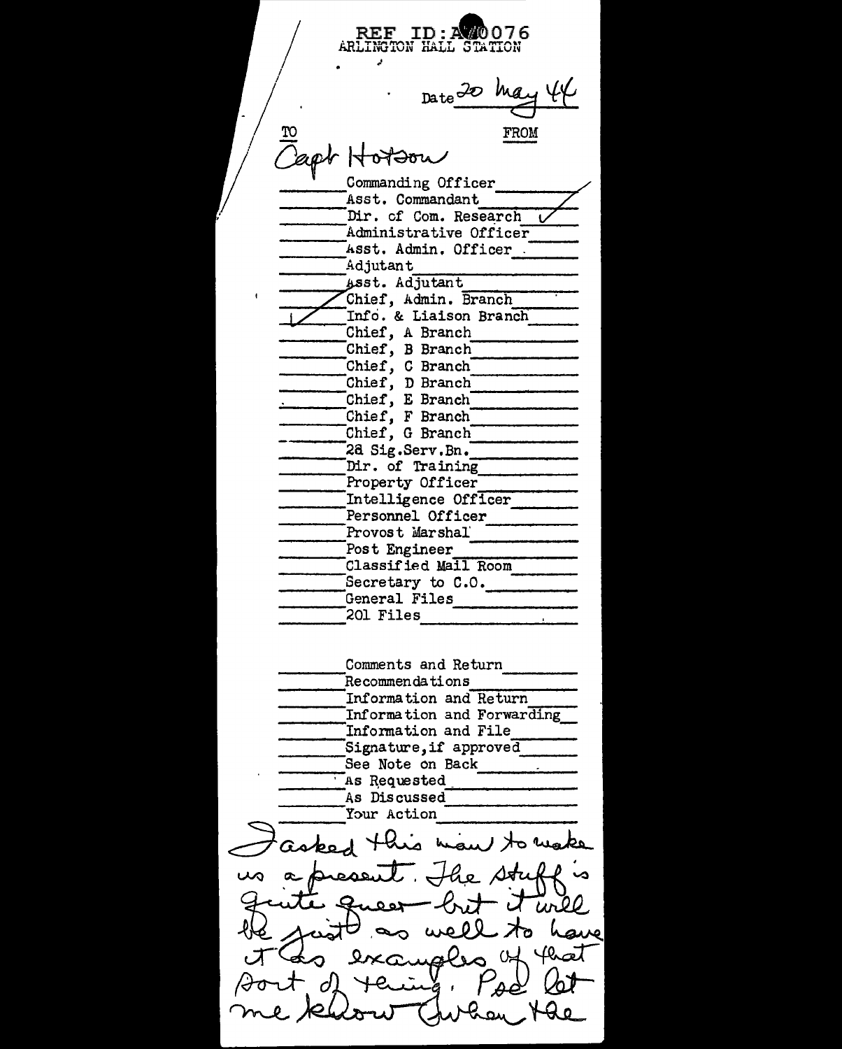REF ID:A70076
ARLINGTON HALL STATION

Date 20 May 44

| TO | | FROM |
|---|---|---|
| Capt Hotson | | |
| | Commanding Officer | |
| | Asst. Commandant | |
| | Dir. of Com. Research | ✓ |
| | Administrative Officer | |
| | Asst. Admin. Officer | |
| | Adjutant | |
| | Asst. Adjutant | |
| | Chief, Admin. Branch | |
| ✓ | Info. & Liaison Branch | |
| | Chief, A Branch | |
| | Chief, B Branch | |
| | Chief, C Branch | |
| | Chief, D Branch | |
| | Chief, E Branch | |
| | Chief, F Branch | |
| | Chief, G Branch | |
| | 2d Sig.Serv.Bn. | |
| | Dir. of Training | |
| | Property Officer | |
| | Intelligence Officer | |
| | Personnel Officer | |
| | Provost Marshal | |
| | Post Engineer | |
| | Classified Mail Room | |
| | Secretary to C.O. | |
| | General Files | |
| | 201 Files | |

| | |
|---|---|
| | Comments and Return |
| | Recommendations |
| | Information and Return |
| | Information and Forwarding |
| | Information and File |
| | Signature,if approved |
| | See Note on Back |
| | As Requested |
| | As Discussed |
| | Your Action |

I asked this man to make us a present. The stuff is quite queer but it will be just as well to have it as examples of that sort of thing. Pse let me know when the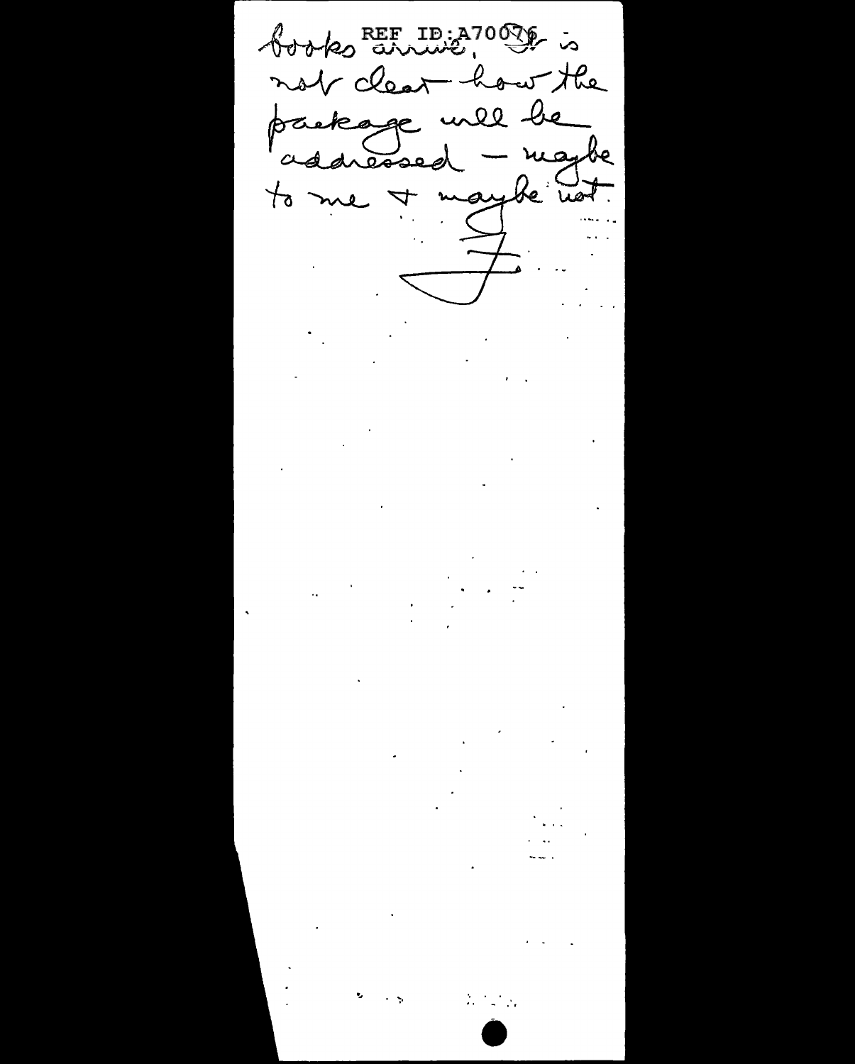books arrive. It is not clear how the package will be addressed — maybe to me & maybe not.

F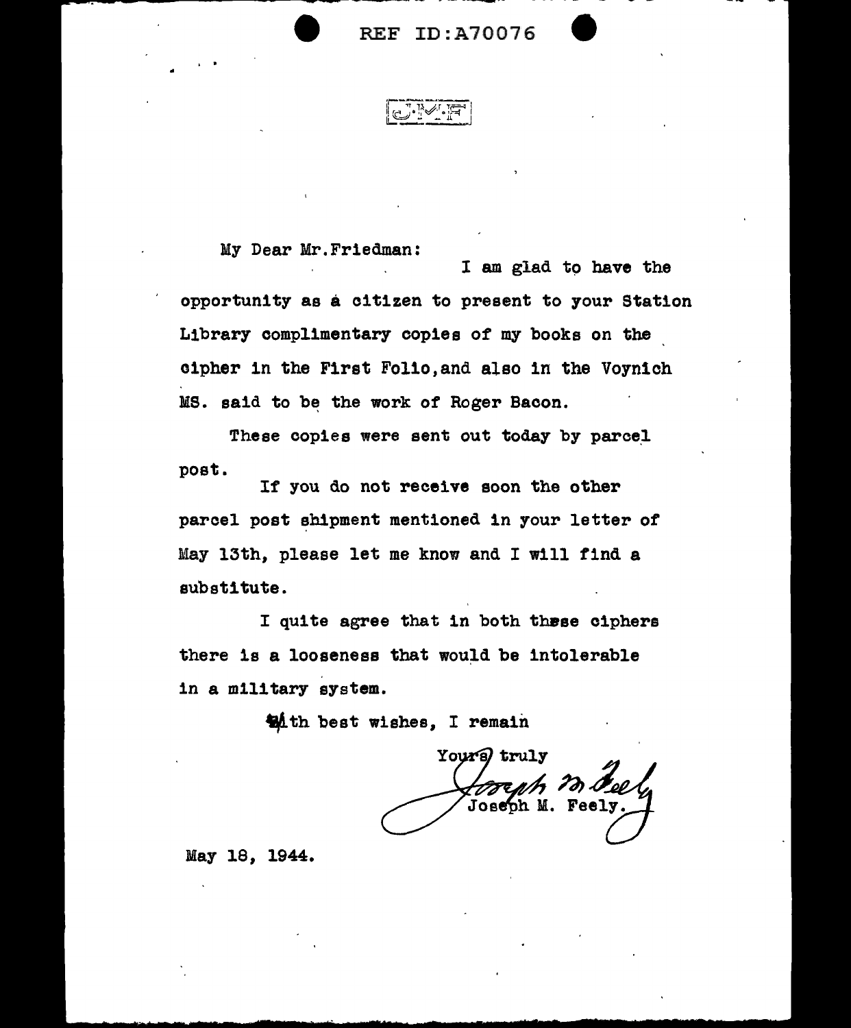J.M.F

My Dear Mr. Friedman:

I am glad to have the opportunity as a citizen to present to your Station Library complimentary copies of my books on the cipher in the First Folio, and also in the Voynich MS. said to be the work of Roger Bacon.

These copies were sent out today by parcel post.

If you do not receive soon the other parcel post shipment mentioned in your letter of May 13th, please let me know and I will find a substitute.

I quite agree that in both these ciphers there is a looseness that would be intolerable in a military system.

With best wishes, I remain

Yours truly

Joseph M. Feely

Joseph M. Feely.

May 18, 1944.